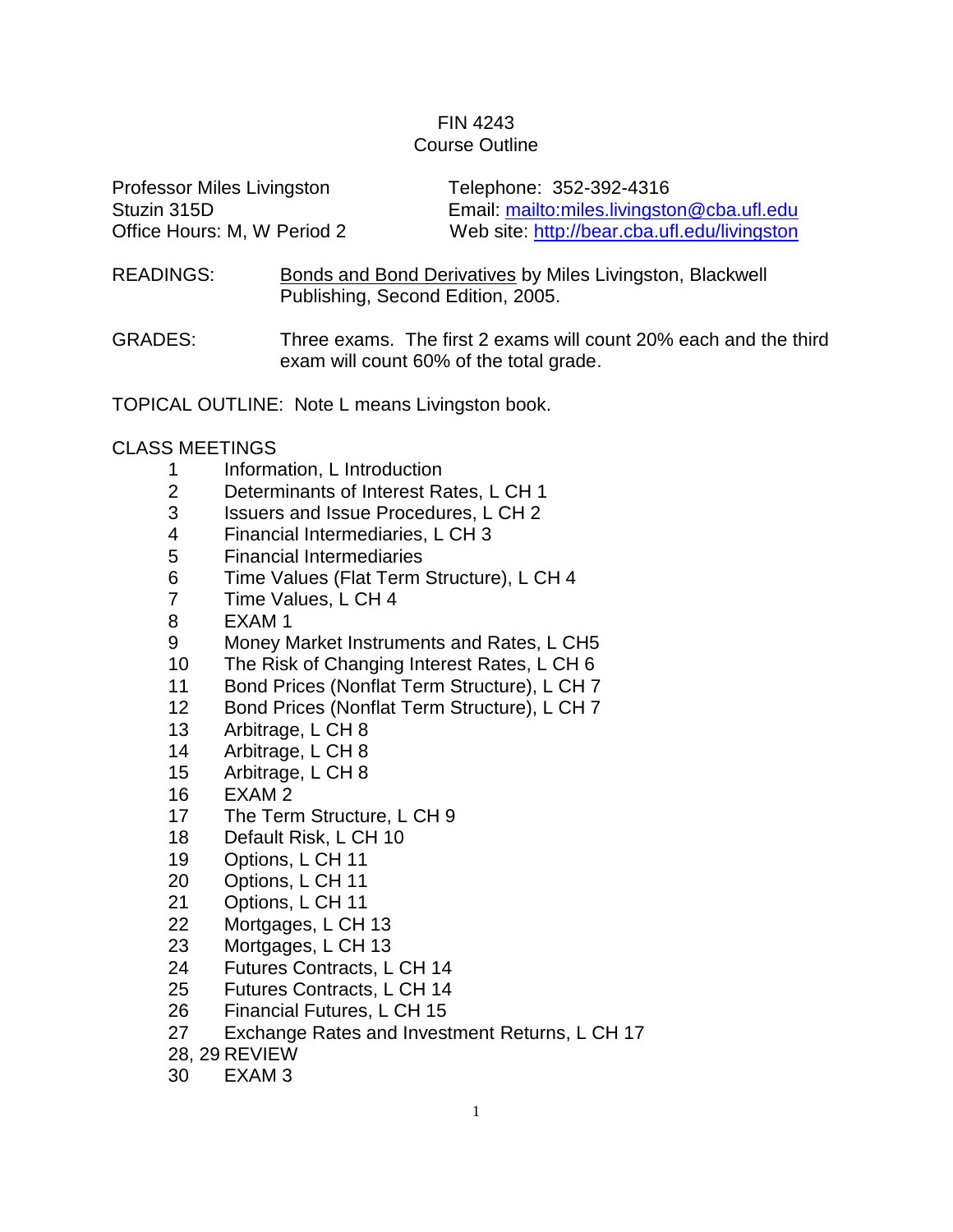# FIN 4243
## Course Outline

Professor Miles Livingston
Stuzin 315D
Office Hours: M, W Period 2

Telephone: 352-392-4316
Email: mailto:miles.livingston@cba.ufl.edu
Web site: http://bear.cba.ufl.edu/livingston

READINGS: Bonds and Bond Derivatives by Miles Livingston, Blackwell Publishing, Second Edition, 2005.

GRADES: Three exams. The first 2 exams will count 20% each and the third exam will count 60% of the total grade.

TOPICAL OUTLINE: Note L means Livingston book.

CLASS MEETINGS

1 Information, L Introduction
2 Determinants of Interest Rates, L CH 1
3 Issuers and Issue Procedures, L CH 2
4 Financial Intermediaries, L CH 3
5 Financial Intermediaries
6 Time Values (Flat Term Structure), L CH 4
7 Time Values, L CH 4
8 EXAM 1
9 Money Market Instruments and Rates, L CH5
10 The Risk of Changing Interest Rates, L CH 6
11 Bond Prices (Nonflat Term Structure), L CH 7
12 Bond Prices (Nonflat Term Structure), L CH 7
13 Arbitrage, L CH 8
14 Arbitrage, L CH 8
15 Arbitrage, L CH 8
16 EXAM 2
17 The Term Structure, L CH 9
18 Default Risk, L CH 10
19 Options, L CH 11
20 Options, L CH 11
21 Options, L CH 11
22 Mortgages, L CH 13
23 Mortgages, L CH 13
24 Futures Contracts, L CH 14
25 Futures Contracts, L CH 14
26 Financial Futures, L CH 15
27 Exchange Rates and Investment Returns, L CH 17
28, 29 REVIEW
30 EXAM 3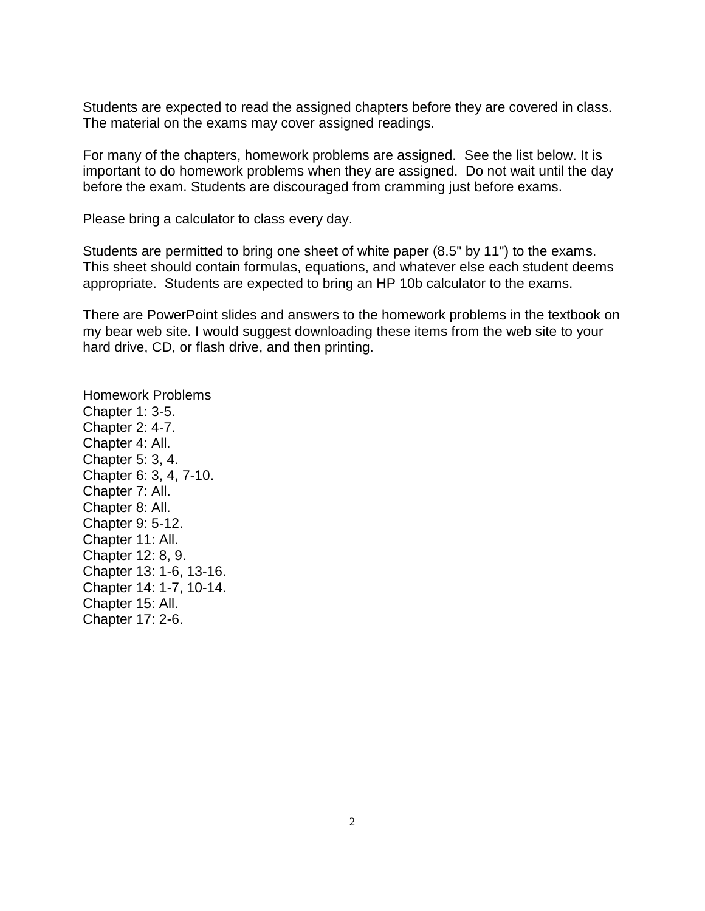Students are expected to read the assigned chapters before they are covered in class. The material on the exams may cover assigned readings.

For many of the chapters, homework problems are assigned. See the list below. It is important to do homework problems when they are assigned. Do not wait until the day before the exam. Students are discouraged from cramming just before exams.

Please bring a calculator to class every day.

Students are permitted to bring one sheet of white paper (8.5" by 11") to the exams. This sheet should contain formulas, equations, and whatever else each student deems appropriate. Students are expected to bring an HP 10b calculator to the exams.

There are PowerPoint slides and answers to the homework problems in the textbook on my bear web site. I would suggest downloading these items from the web site to your hard drive, CD, or flash drive, and then printing.

Homework Problems  
Chapter 1: 3-5.  
Chapter 2: 4-7.  
Chapter 4: All.  
Chapter 5: 3, 4.  
Chapter 6: 3, 4, 7-10.  
Chapter 7: All.  
Chapter 8: All.  
Chapter 9: 5-12.  
Chapter 11: All.  
Chapter 12: 8, 9.  
Chapter 13: 1-6, 13-16.  
Chapter 14: 1-7, 10-14.  
Chapter 15: All.  
Chapter 17: 2-6.